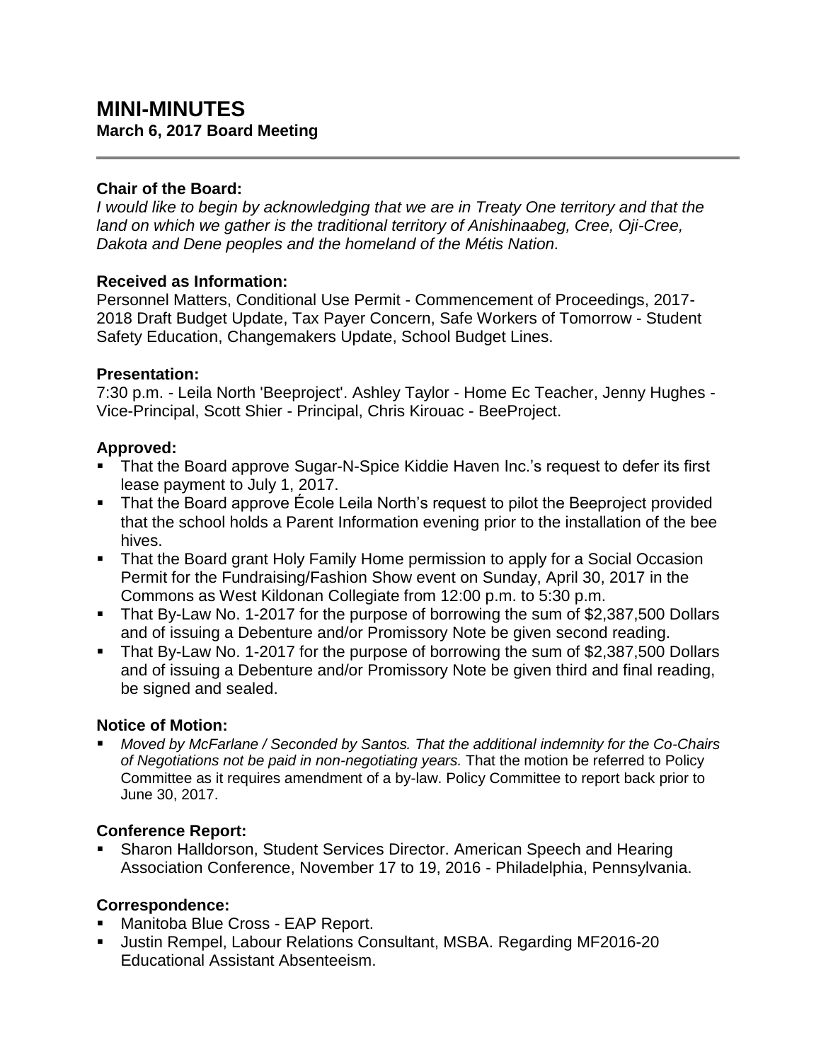# MINI-MINUTES

**March 6, 2017 Board Meeting**

---

### Chair of the Board:

*I would like to begin by acknowledging that we are in Treaty One territory and that the land on which we gather is the traditional territory of Anishinaabeg, Cree, Oji-Cree, Dakota and Dene peoples and the homeland of the Métis Nation.*

### Received as Information:

Personnel Matters, Conditional Use Permit - Commencement of Proceedings, 2017-2018 Draft Budget Update, Tax Payer Concern, Safe Workers of Tomorrow - Student Safety Education, Changemakers Update, School Budget Lines.

### Presentation:

7:30 p.m. - Leila North 'Beeproject'. Ashley Taylor - Home Ec Teacher, Jenny Hughes - Vice-Principal, Scott Shier - Principal, Chris Kirouac - BeeProject.

### Approved:

- That the Board approve Sugar-N-Spice Kiddie Haven Inc.'s request to defer its first lease payment to July 1, 2017.
- That the Board approve École Leila North's request to pilot the Beeproject provided that the school holds a Parent Information evening prior to the installation of the bee hives.
- That the Board grant Holy Family Home permission to apply for a Social Occasion Permit for the Fundraising/Fashion Show event on Sunday, April 30, 2017 in the Commons as West Kildonan Collegiate from 12:00 p.m. to 5:30 p.m.
- That By-Law No. 1-2017 for the purpose of borrowing the sum of $2,387,500 Dollars and of issuing a Debenture and/or Promissory Note be given second reading.
- That By-Law No. 1-2017 for the purpose of borrowing the sum of $2,387,500 Dollars and of issuing a Debenture and/or Promissory Note be given third and final reading, be signed and sealed.

### Notice of Motion:

- *Moved by McFarlane / Seconded by Santos. That the additional indemnity for the Co-Chairs of Negotiations not be paid in non-negotiating years.* That the motion be referred to Policy Committee as it requires amendment of a by-law. Policy Committee to report back prior to June 30, 2017.

### Conference Report:

- Sharon Halldorson, Student Services Director. American Speech and Hearing Association Conference, November 17 to 19, 2016 - Philadelphia, Pennsylvania.

### Correspondence:

- Manitoba Blue Cross - EAP Report.
- Justin Rempel, Labour Relations Consultant, MSBA. Regarding MF2016-20 Educational Assistant Absenteeism.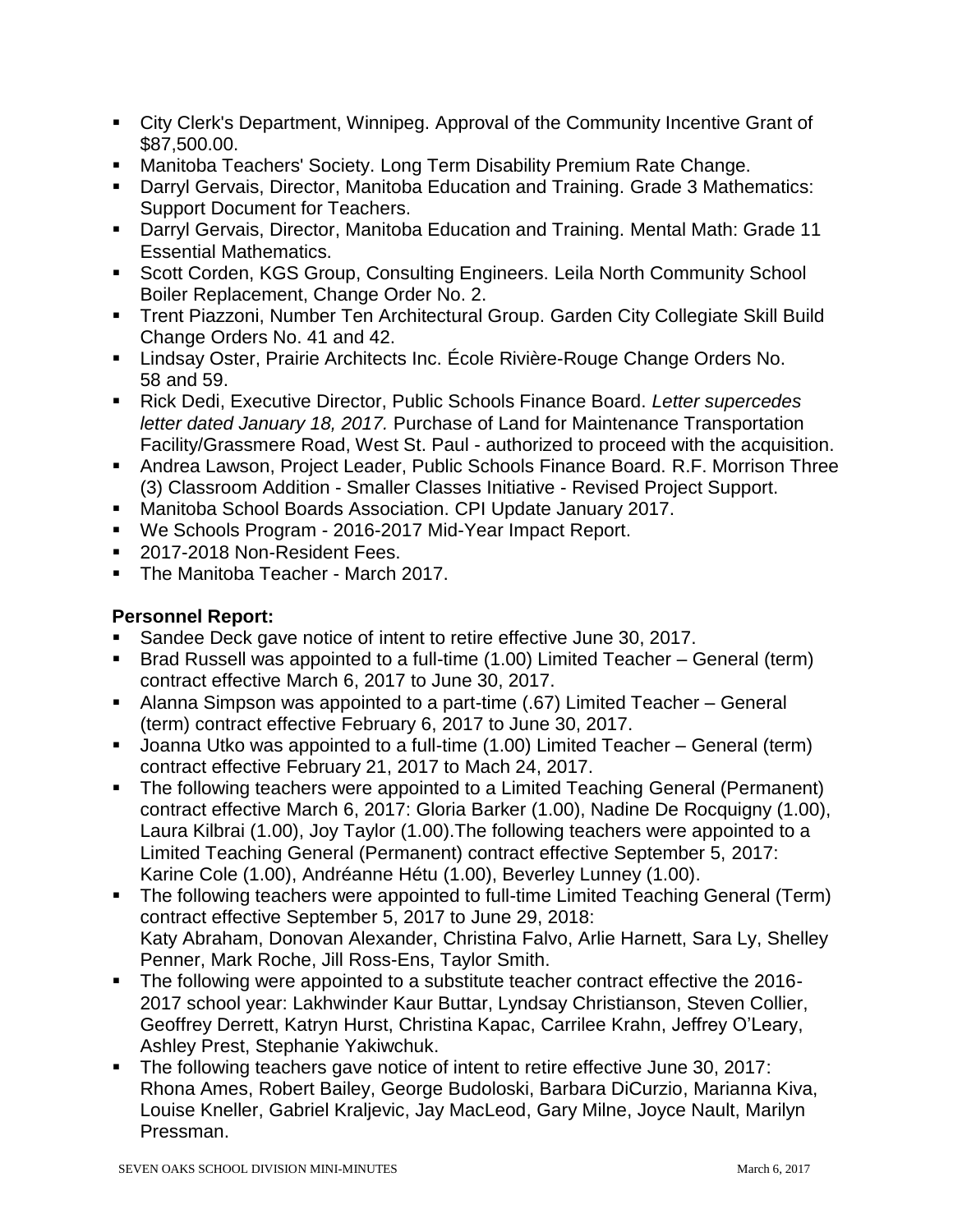- City Clerk's Department, Winnipeg. Approval of the Community Incentive Grant of $87,500.00.
- Manitoba Teachers' Society. Long Term Disability Premium Rate Change.
- Darryl Gervais, Director, Manitoba Education and Training. Grade 3 Mathematics: Support Document for Teachers.
- Darryl Gervais, Director, Manitoba Education and Training. Mental Math: Grade 11 Essential Mathematics.
- Scott Corden, KGS Group, Consulting Engineers. Leila North Community School Boiler Replacement, Change Order No. 2.
- Trent Piazzoni, Number Ten Architectural Group. Garden City Collegiate Skill Build Change Orders No. 41 and 42.
- Lindsay Oster, Prairie Architects Inc. École Rivière-Rouge Change Orders No. 58 and 59.
- Rick Dedi, Executive Director, Public Schools Finance Board. *Letter supercedes letter dated January 18, 2017.* Purchase of Land for Maintenance Transportation Facility/Grassmere Road, West St. Paul - authorized to proceed with the acquisition.
- Andrea Lawson, Project Leader, Public Schools Finance Board. R.F. Morrison Three (3) Classroom Addition - Smaller Classes Initiative - Revised Project Support.
- Manitoba School Boards Association. CPI Update January 2017.
- We Schools Program - 2016-2017 Mid-Year Impact Report.
- 2017-2018 Non-Resident Fees.
- The Manitoba Teacher - March 2017.

**Personnel Report:**

- Sandee Deck gave notice of intent to retire effective June 30, 2017.
- Brad Russell was appointed to a full-time (1.00) Limited Teacher – General (term) contract effective March 6, 2017 to June 30, 2017.
- Alanna Simpson was appointed to a part-time (.67) Limited Teacher – General (term) contract effective February 6, 2017 to June 30, 2017.
- Joanna Utko was appointed to a full-time (1.00) Limited Teacher – General (term) contract effective February 21, 2017 to Mach 24, 2017.
- The following teachers were appointed to a Limited Teaching General (Permanent) contract effective March 6, 2017: Gloria Barker (1.00), Nadine De Rocquigny (1.00), Laura Kilbrai (1.00), Joy Taylor (1.00).The following teachers were appointed to a Limited Teaching General (Permanent) contract effective September 5, 2017: Karine Cole (1.00), Andréanne Hétu (1.00), Beverley Lunney (1.00).
- The following teachers were appointed to full-time Limited Teaching General (Term) contract effective September 5, 2017 to June 29, 2018: Katy Abraham, Donovan Alexander, Christina Falvo, Arlie Harnett, Sara Ly, Shelley Penner, Mark Roche, Jill Ross-Ens, Taylor Smith.
- The following were appointed to a substitute teacher contract effective the 2016-2017 school year: Lakhwinder Kaur Buttar, Lyndsay Christianson, Steven Collier, Geoffrey Derrett, Katryn Hurst, Christina Kapac, Carrilee Krahn, Jeffrey O'Leary, Ashley Prest, Stephanie Yakiwchuk.
- The following teachers gave notice of intent to retire effective June 30, 2017: Rhona Ames, Robert Bailey, George Budoloski, Barbara DiCurzio, Marianna Kiva, Louise Kneller, Gabriel Kraljevic, Jay MacLeod, Gary Milne, Joyce Nault, Marilyn Pressman.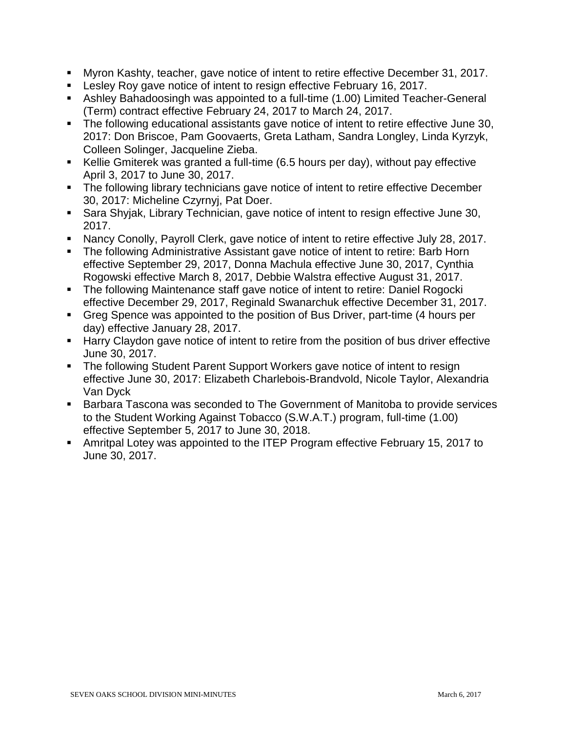- Myron Kashty, teacher, gave notice of intent to retire effective December 31, 2017.
- Lesley Roy gave notice of intent to resign effective February 16, 2017.
- Ashley Bahadoosingh was appointed to a full-time (1.00) Limited Teacher-General (Term) contract effective February 24, 2017 to March 24, 2017.
- The following educational assistants gave notice of intent to retire effective June 30, 2017: Don Briscoe, Pam Goovaerts, Greta Latham, Sandra Longley, Linda Kyrzyk, Colleen Solinger, Jacqueline Zieba.
- Kellie Gmiterek was granted a full-time (6.5 hours per day), without pay effective April 3, 2017 to June 30, 2017.
- The following library technicians gave notice of intent to retire effective December 30, 2017: Micheline Czyrnyj, Pat Doer.
- Sara Shyjak, Library Technician, gave notice of intent to resign effective June 30, 2017.
- Nancy Conolly, Payroll Clerk, gave notice of intent to retire effective July 28, 2017.
- The following Administrative Assistant gave notice of intent to retire: Barb Horn effective September 29, 2017, Donna Machula effective June 30, 2017, Cynthia Rogowski effective March 8, 2017, Debbie Walstra effective August 31, 2017.
- The following Maintenance staff gave notice of intent to retire: Daniel Rogocki effective December 29, 2017, Reginald Swanarchuk effective December 31, 2017.
- Greg Spence was appointed to the position of Bus Driver, part-time (4 hours per day) effective January 28, 2017.
- Harry Claydon gave notice of intent to retire from the position of bus driver effective June 30, 2017.
- The following Student Parent Support Workers gave notice of intent to resign effective June 30, 2017: Elizabeth Charlebois-Brandvold, Nicole Taylor, Alexandria Van Dyck
- Barbara Tascona was seconded to The Government of Manitoba to provide services to the Student Working Against Tobacco (S.W.A.T.) program, full-time (1.00) effective September 5, 2017 to June 30, 2018.
- Amritpal Lotey was appointed to the ITEP Program effective February 15, 2017 to June 30, 2017.